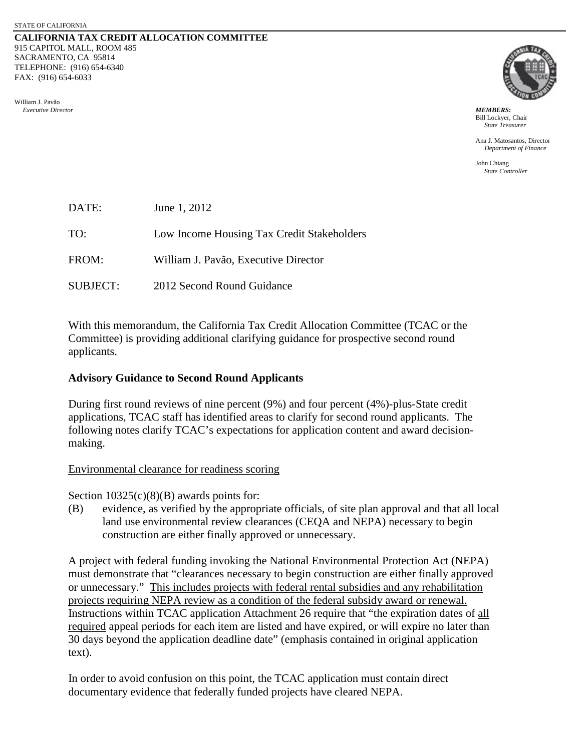STATE OF CALIFORNIA

**CALIFORNIA TAX CREDIT ALLOCATION COMMITTEE**
915 CAPITOL MALL, ROOM 485
SACRAMENTO, CA 95814
TELEPHONE: (916) 654-6340
FAX: (916) 654-6033

William J. Pavão
*Executive Director*

***MEMBERS:***
Bill Lockyer, Chair
*State Treasurer*

Ana J. Matosantos, Director
*Department of Finance*

John Chiang
*State Controller*

DATE: June 1, 2012

TO: Low Income Housing Tax Credit Stakeholders

FROM: William J. Pavão, Executive Director

SUBJECT: 2012 Second Round Guidance

With this memorandum, the California Tax Credit Allocation Committee (TCAC or the Committee) is providing additional clarifying guidance for prospective second round applicants.

**Advisory Guidance to Second Round Applicants**

During first round reviews of nine percent (9%) and four percent (4%)-plus-State credit applications, TCAC staff has identified areas to clarify for second round applicants. The following notes clarify TCAC's expectations for application content and award decision-making.

<u>Environmental clearance for readiness scoring</u>

Section 10325(c)(8)(B) awards points for:

(B) evidence, as verified by the appropriate officials, of site plan approval and that all local land use environmental review clearances (CEQA and NEPA) necessary to begin construction are either finally approved or unnecessary.

A project with federal funding invoking the National Environmental Protection Act (NEPA) must demonstrate that "clearances necessary to begin construction are either finally approved or unnecessary." <u>This includes projects with federal rental subsidies and any rehabilitation projects requiring NEPA review as a condition of the federal subsidy award or renewal.</u> Instructions within TCAC application Attachment 26 require that "the expiration dates of <u>all required</u> appeal periods for each item are listed and have expired, or will expire no later than 30 days beyond the application deadline date" (emphasis contained in original application text).

In order to avoid confusion on this point, the TCAC application must contain direct documentary evidence that federally funded projects have cleared NEPA.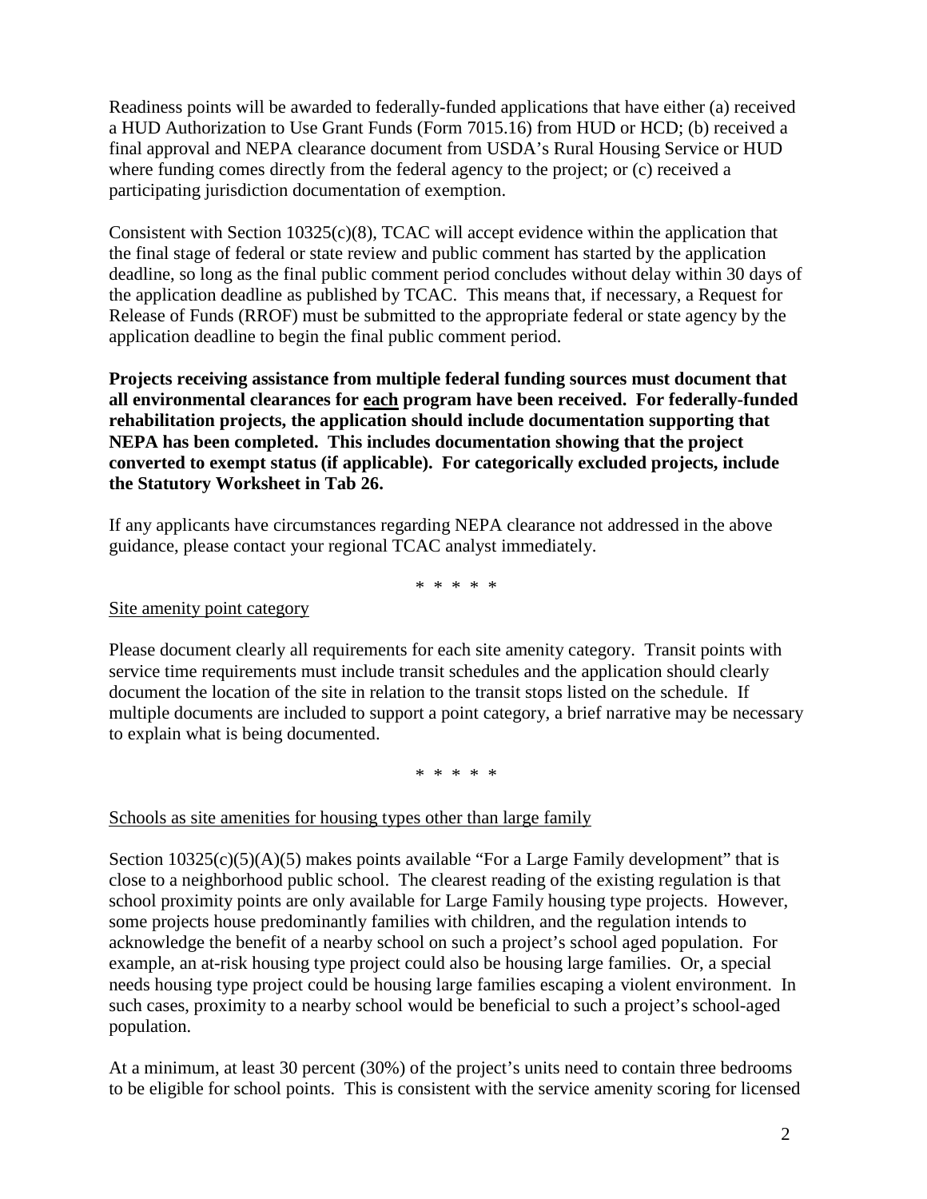Readiness points will be awarded to federally-funded applications that have either (a) received a HUD Authorization to Use Grant Funds (Form 7015.16) from HUD or HCD; (b) received a final approval and NEPA clearance document from USDA's Rural Housing Service or HUD where funding comes directly from the federal agency to the project; or (c) received a participating jurisdiction documentation of exemption.

Consistent with Section 10325(c)(8), TCAC will accept evidence within the application that the final stage of federal or state review and public comment has started by the application deadline, so long as the final public comment period concludes without delay within 30 days of the application deadline as published by TCAC. This means that, if necessary, a Request for Release of Funds (RROF) must be submitted to the appropriate federal or state agency by the application deadline to begin the final public comment period.

**Projects receiving assistance from multiple federal funding sources must document that all environmental clearances for <u>each</u> program have been received. For federally-funded rehabilitation projects, the application should include documentation supporting that NEPA has been completed. This includes documentation showing that the project converted to exempt status (if applicable). For categorically excluded projects, include the Statutory Worksheet in Tab 26.**

If any applicants have circumstances regarding NEPA clearance not addressed in the above guidance, please contact your regional TCAC analyst immediately.

\* \* \* \* \*

<u>Site amenity point category</u>

Please document clearly all requirements for each site amenity category. Transit points with service time requirements must include transit schedules and the application should clearly document the location of the site in relation to the transit stops listed on the schedule. If multiple documents are included to support a point category, a brief narrative may be necessary to explain what is being documented.

\* \* \* \* \*

<u>Schools as site amenities for housing types other than large family</u>

Section 10325(c)(5)(A)(5) makes points available "For a Large Family development" that is close to a neighborhood public school. The clearest reading of the existing regulation is that school proximity points are only available for Large Family housing type projects. However, some projects house predominantly families with children, and the regulation intends to acknowledge the benefit of a nearby school on such a project's school aged population. For example, an at-risk housing type project could also be housing large families. Or, a special needs housing type project could be housing large families escaping a violent environment. In such cases, proximity to a nearby school would be beneficial to such a project's school-aged population.

At a minimum, at least 30 percent (30%) of the project's units need to contain three bedrooms to be eligible for school points. This is consistent with the service amenity scoring for licensed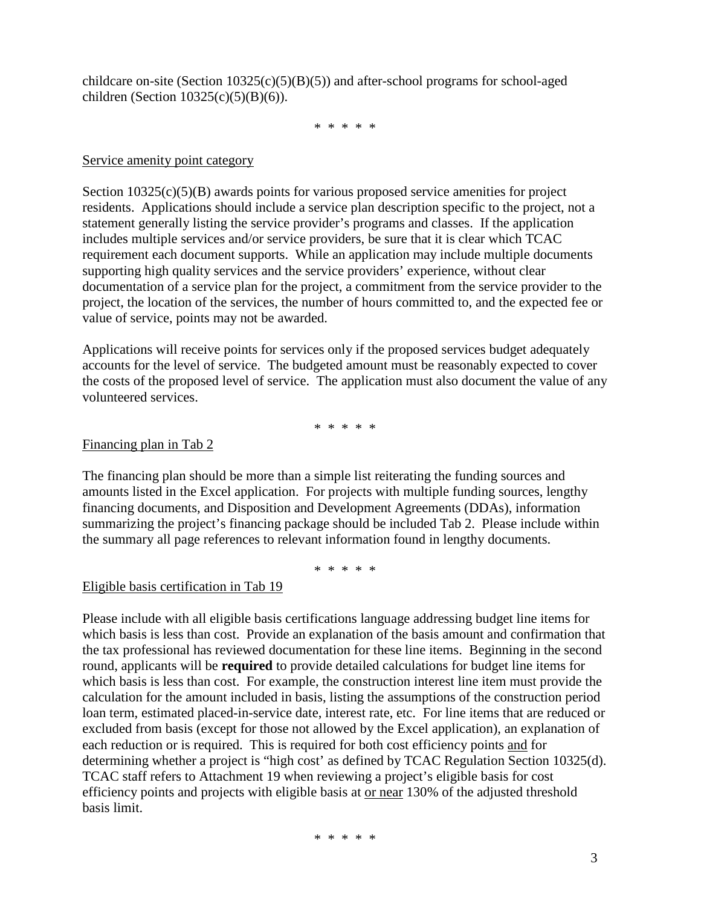childcare on-site (Section 10325(c)(5)(B)(5)) and after-school programs for school-aged children (Section 10325(c)(5)(B)(6)).

\* \* \* \* \*

<u>Service amenity point category</u>

Section 10325(c)(5)(B) awards points for various proposed service amenities for project residents. Applications should include a service plan description specific to the project, not a statement generally listing the service provider's programs and classes. If the application includes multiple services and/or service providers, be sure that it is clear which TCAC requirement each document supports. While an application may include multiple documents supporting high quality services and the service providers' experience, without clear documentation of a service plan for the project, a commitment from the service provider to the project, the location of the services, the number of hours committed to, and the expected fee or value of service, points may not be awarded.

Applications will receive points for services only if the proposed services budget adequately accounts for the level of service. The budgeted amount must be reasonably expected to cover the costs of the proposed level of service. The application must also document the value of any volunteered services.

\* \* \* \* \*

<u>Financing plan in Tab 2</u>

The financing plan should be more than a simple list reiterating the funding sources and amounts listed in the Excel application. For projects with multiple funding sources, lengthy financing documents, and Disposition and Development Agreements (DDAs), information summarizing the project's financing package should be included Tab 2. Please include within the summary all page references to relevant information found in lengthy documents.

\* \* \* \* \*

<u>Eligible basis certification in Tab 19</u>

Please include with all eligible basis certifications language addressing budget line items for which basis is less than cost. Provide an explanation of the basis amount and confirmation that the tax professional has reviewed documentation for these line items. Beginning in the second round, applicants will be **required** to provide detailed calculations for budget line items for which basis is less than cost. For example, the construction interest line item must provide the calculation for the amount included in basis, listing the assumptions of the construction period loan term, estimated placed-in-service date, interest rate, etc. For line items that are reduced or excluded from basis (except for those not allowed by the Excel application), an explanation of each reduction or is required. This is required for both cost efficiency points <u>and</u> for determining whether a project is "high cost' as defined by TCAC Regulation Section 10325(d). TCAC staff refers to Attachment 19 when reviewing a project's eligible basis for cost efficiency points and projects with eligible basis at <u>or near</u> 130% of the adjusted threshold basis limit.

\* \* \* \* \*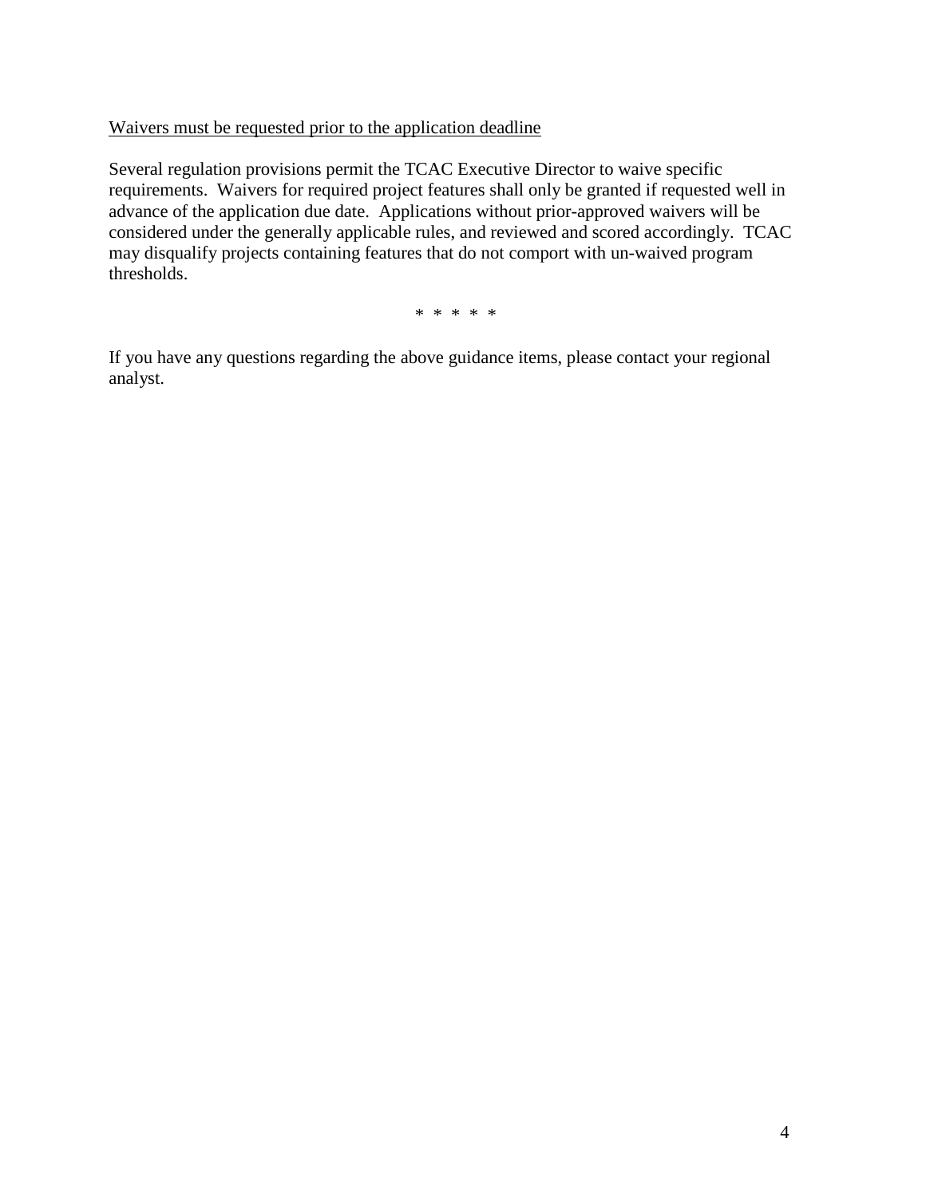<u>Waivers must be requested prior to the application deadline</u>

Several regulation provisions permit the TCAC Executive Director to waive specific requirements. Waivers for required project features shall only be granted if requested well in advance of the application due date. Applications without prior-approved waivers will be considered under the generally applicable rules, and reviewed and scored accordingly. TCAC may disqualify projects containing features that do not comport with un-waived program thresholds.

\* \* \* \* \*

If you have any questions regarding the above guidance items, please contact your regional analyst.